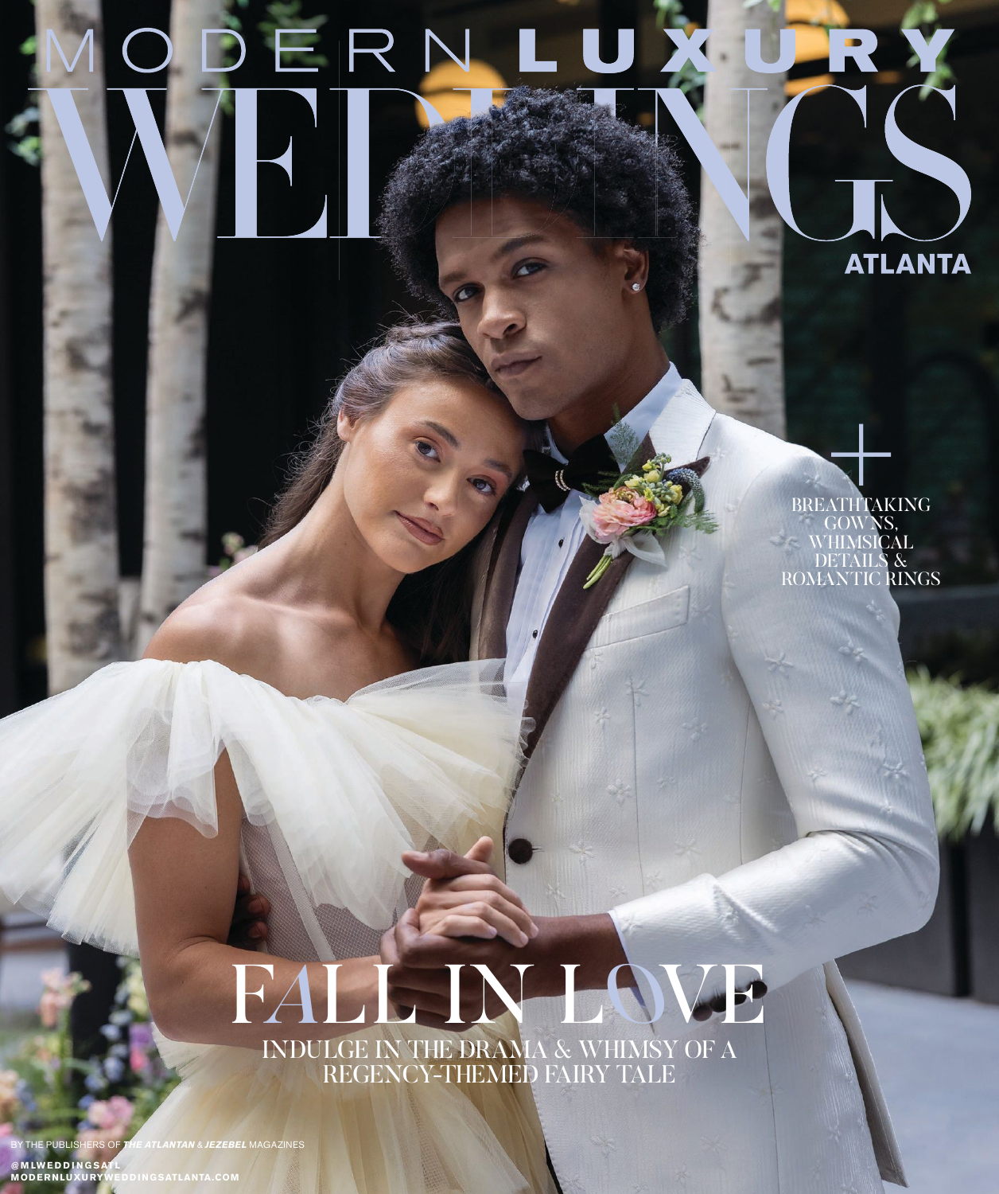# MODERN LUXURY WEDDINGS ATLANTA

+

BREATHTAKING GOWNS, WHIMSICAL DETAILS & ROMANTIC RINGS

## FALL IN LOVE

INDULGE IN THE DRAMA & WHIMSY OF A REGENCY-THEMED FAIRY TALE

BY THE PUBLISHERS OF ***THE ATLANTAN*** & ***JEZEBEL*** MAGAZINES

@MLWEDDINGSATL
MODERNLUXURYWEDDINGSATLANTA.COM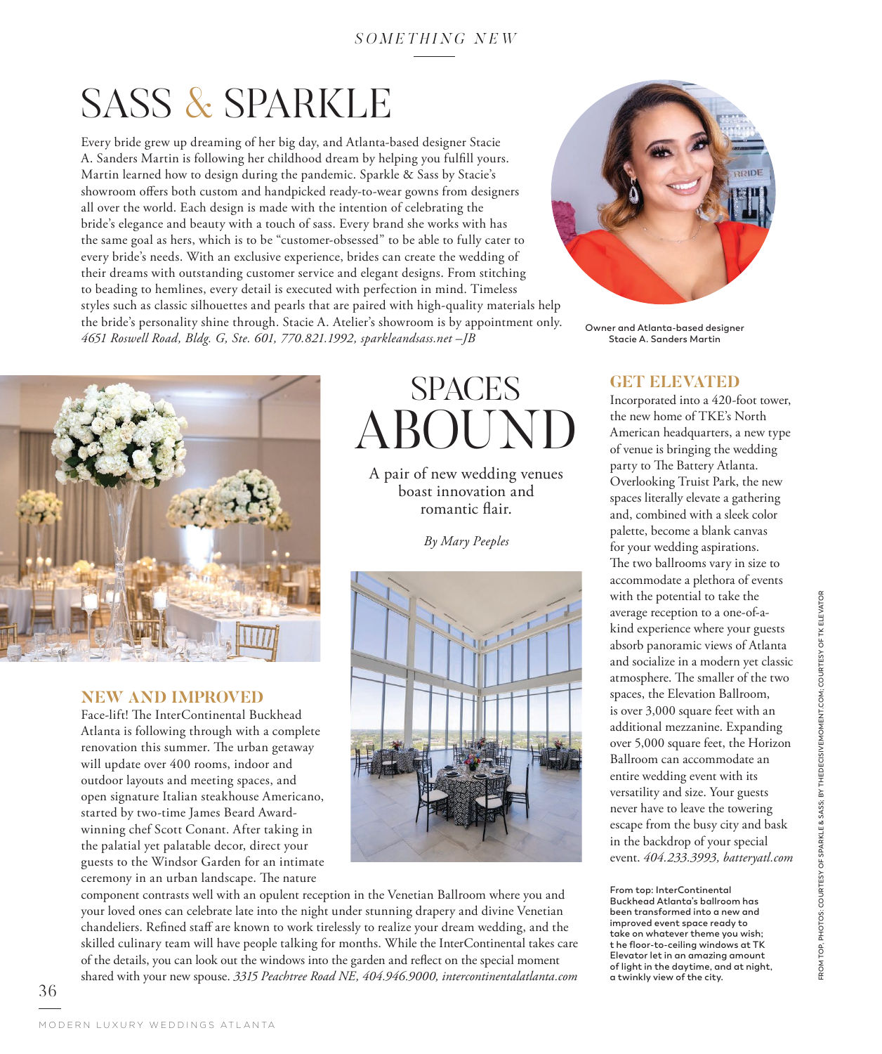SOMETHING NEW

# SASS & SPARKLE

Every bride grew up dreaming of her big day, and Atlanta-based designer Stacie A. Sanders Martin is following her childhood dream by helping you fulfill yours. Martin learned how to design during the pandemic. Sparkle & Sass by Stacie's showroom offers both custom and handpicked ready-to-wear gowns from designers all over the world. Each design is made with the intention of celebrating the bride's elegance and beauty with a touch of sass. Every brand she works with has the same goal as hers, which is to be "customer-obsessed" to be able to fully cater to every bride's needs. With an exclusive experience, brides can create the wedding of their dreams with outstanding customer service and elegant designs. From stitching to beading to hemlines, every detail is executed with perfection in mind. Timeless styles such as classic silhouettes and pearls that are paired with high-quality materials help the bride's personality shine through. Stacie A. Atelier's showroom is by appointment only. *4651 Roswell Road, Bldg. G, Ste. 601, 770.821.1992, sparkleandsass.net –JB*

Owner and Atlanta-based designer Stacie A. Sanders Martin

# SPACES ABOUND

A pair of new wedding venues boast innovation and romantic flair.

*By Mary Peeples*

### NEW AND IMPROVED

Face-lift! The InterContinental Buckhead Atlanta is following through with a complete renovation this summer. The urban getaway will update over 400 rooms, indoor and outdoor layouts and meeting spaces, and open signature Italian steakhouse Americano, started by two-time James Beard Award-winning chef Scott Conant. After taking in the palatial yet palatable decor, direct your guests to the Windsor Garden for an intimate ceremony in an urban landscape. The nature component contrasts well with an opulent reception in the Venetian Ballroom where you and your loved ones can celebrate late into the night under stunning drapery and divine Venetian chandeliers. Refined staff are known to work tirelessly to realize your dream wedding, and the skilled culinary team will have people talking for months. While the InterContinental takes care of the details, you can look out the windows into the garden and reflect on the special moment shared with your new spouse. *3315 Peachtree Road NE, 404.946.9000, intercontinentalatlanta.com*

### GET ELEVATED

Incorporated into a 420-foot tower, the new home of TKE's North American headquarters, a new type of venue is bringing the wedding party to The Battery Atlanta. Overlooking Truist Park, the new spaces literally elevate a gathering and, combined with a sleek color palette, become a blank canvas for your wedding aspirations. The two ballrooms vary in size to accommodate a plethora of events with the potential to take the average reception to a one-of-a-kind experience where your guests absorb panoramic views of Atlanta and socialize in a modern yet classic atmosphere. The smaller of the two spaces, the Elevation Ballroom, is over 3,000 square feet with an additional mezzanine. Expanding over 5,000 square feet, the Horizon Ballroom can accommodate an entire wedding event with its versatility and size. Your guests never have to leave the towering escape from the busy city and bask in the backdrop of your special event. *404.233.3993, batteryatl.com*

From top: InterContinental Buckhead Atlanta's ballroom has been transformed into a new and improved event space ready to take on whatever theme you wish; the floor-to-ceiling windows at TK Elevator let in an amazing amount of light in the daytime, and at night, a twinkly view of the city.

FROM TOP, PHOTOS: COURTESY OF SPARKLE & SASS; BY THEDECISIVEMOMENT.COM; COURTESY OF TK ELEVATOR